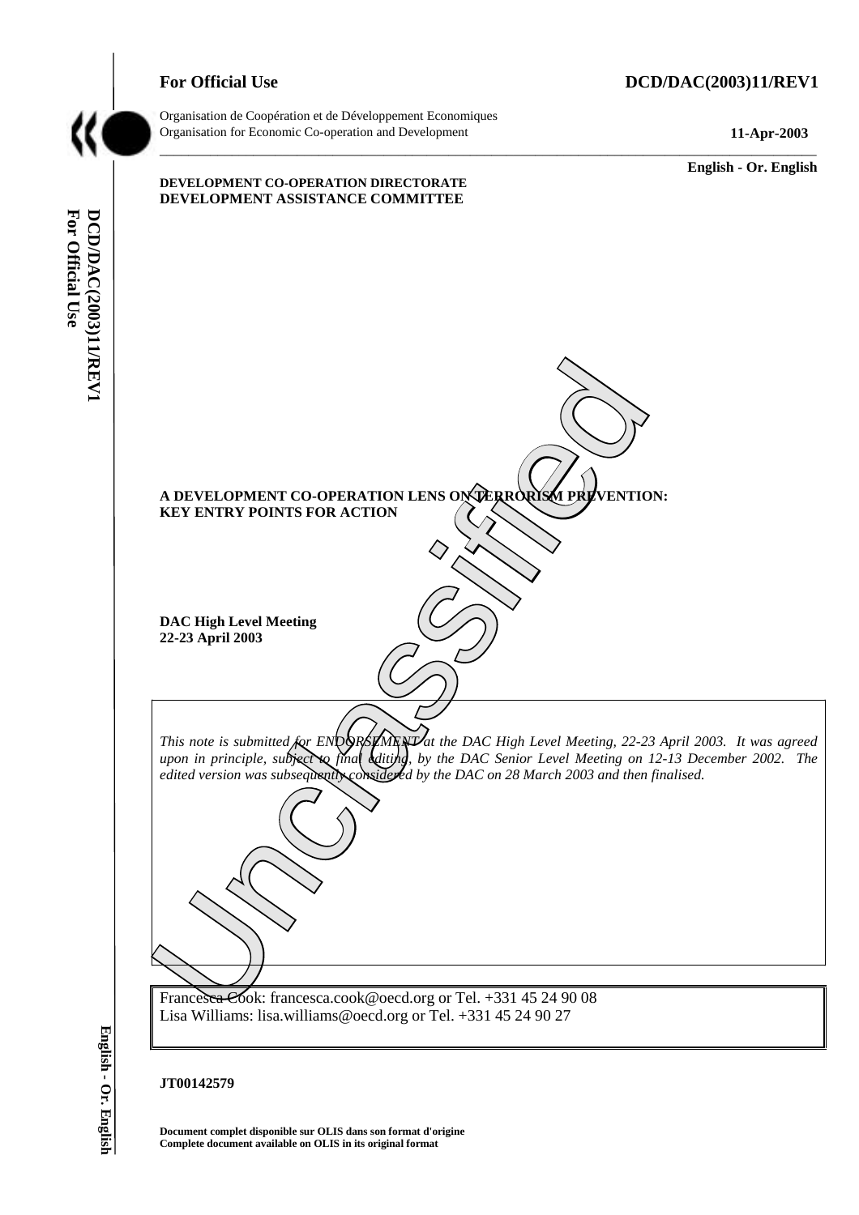**For Official Use** **DCD/DAC(2003)11/REV1**

Organisation de Coopération et de Développement Economiques
Organisation for Economic Co-operation and Development **11-Apr-2003**

**English - Or. English**

**DEVELOPMENT CO-OPERATION DIRECTORATE**
**DEVELOPMENT ASSISTANCE COMMITTEE**

# A DEVELOPMENT CO-OPERATION LENS ON TERRORISM PREVENTION: KEY ENTRY POINTS FOR ACTION

**DAC High Level Meeting**
**22-23 April 2003**

*This note is submitted for ENDORSEMENT at the DAC High Level Meeting, 22-23 April 2003. It was agreed upon in principle, subject to final editing, by the DAC Senior Level Meeting on 12-13 December 2002. The edited version was subsequently considered by the DAC on 28 March 2003 and then finalised.*

Francesca Cook: francesca.cook@oecd.org or Tel. +331 45 24 90 08
Lisa Williams: lisa.williams@oecd.org or Tel. +331 45 24 90 27

**JT00142579**

**Document complet disponible sur OLIS dans son format d'origine**
**Complete document available on OLIS in its original format**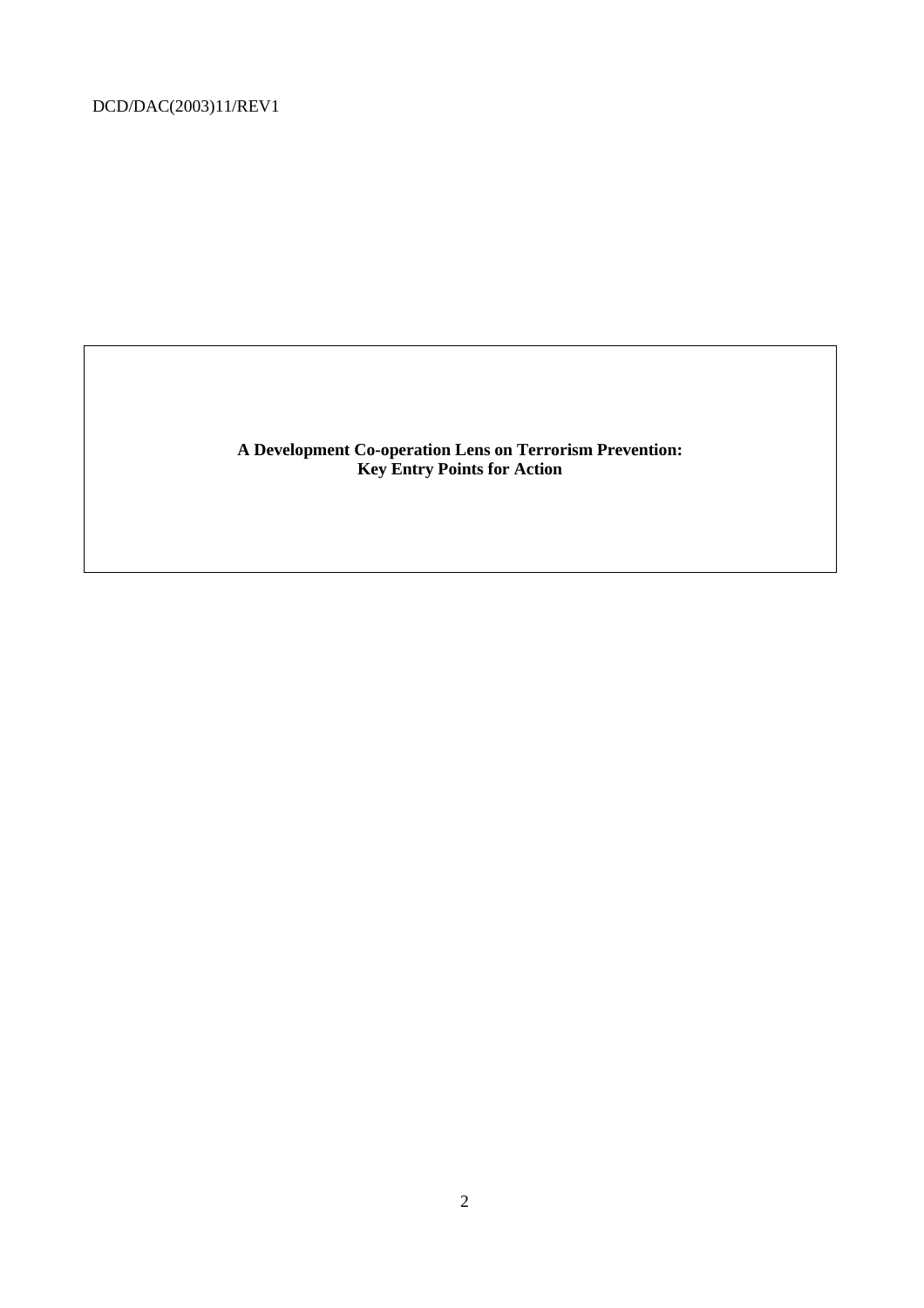**A Development Co-operation Lens on Terrorism Prevention: Key Entry Points for Action**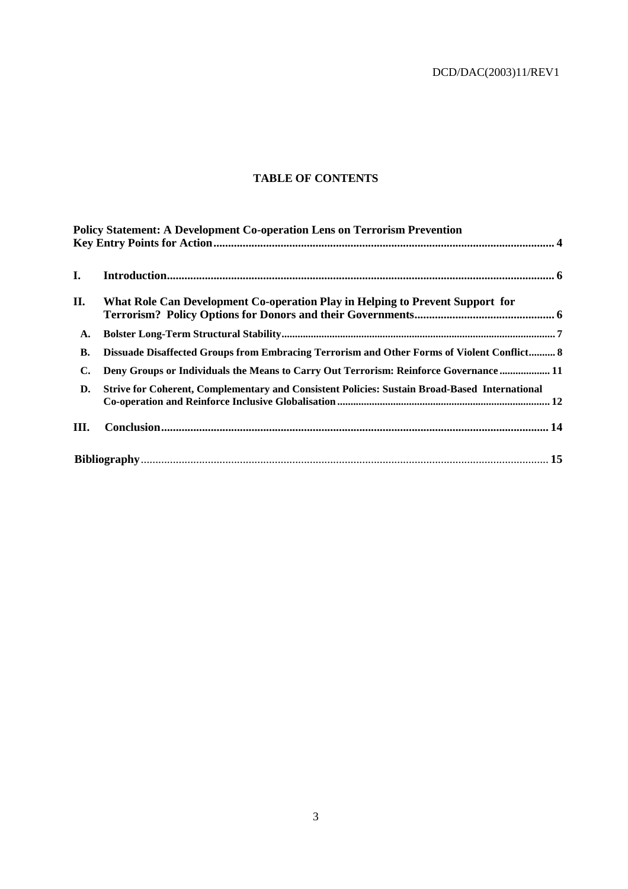# TABLE OF CONTENTS

**Policy Statement: A Development Co-operation Lens on Terrorism Prevention Key Entry Points for Action** .................................................. 4

**I. Introduction** .................................................. 6

**II. What Role Can Development Co-operation Play in Helping to Prevent Support for Terrorism? Policy Options for Donors and their Governments** .................................................. 6

- **A. Bolster Long-Term Structural Stability** .................................................. 7
- **B. Dissuade Disaffected Groups from Embracing Terrorism and Other Forms of Violent Conflict** .......... 8
- **C. Deny Groups or Individuals the Means to Carry Out Terrorism: Reinforce Governance** .................. 11
- **D. Strive for Coherent, Complementary and Consistent Policies: Sustain Broad-Based International Co-operation and Reinforce Inclusive Globalisation** .................................................. 12

**III. Conclusion** .................................................. 14

**Bibliography** .................................................. 15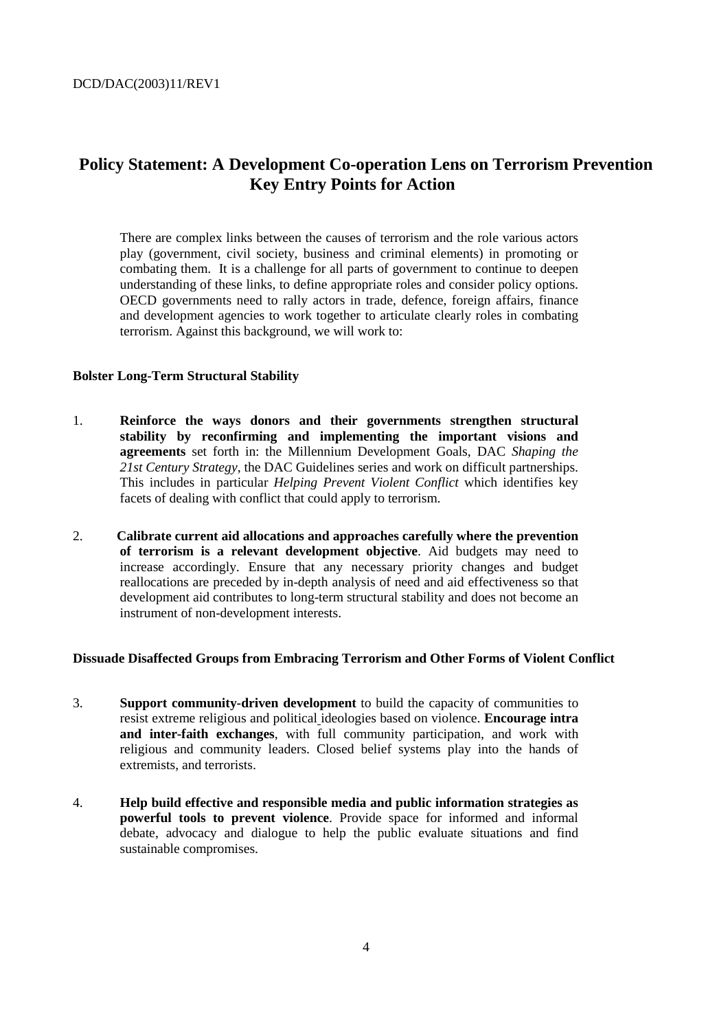## Policy Statement: A Development Co-operation Lens on Terrorism Prevention Key Entry Points for Action

There are complex links between the causes of terrorism and the role various actors play (government, civil society, business and criminal elements) in promoting or combating them. It is a challenge for all parts of government to continue to deepen understanding of these links, to define appropriate roles and consider policy options. OECD governments need to rally actors in trade, defence, foreign affairs, finance and development agencies to work together to articulate clearly roles in combating terrorism. Against this background, we will work to:

### Bolster Long-Term Structural Stability

1. **Reinforce the ways donors and their governments strengthen structural stability by reconfirming and implementing the important visions and agreements** set forth in: the Millennium Development Goals, DAC *Shaping the 21st Century Strategy*, the DAC Guidelines series and work on difficult partnerships. This includes in particular *Helping Prevent Violent Conflict* which identifies key facets of dealing with conflict that could apply to terrorism.

2. **Calibrate current aid allocations and approaches carefully where the prevention of terrorism is a relevant development objective**. Aid budgets may need to increase accordingly. Ensure that any necessary priority changes and budget reallocations are preceded by in-depth analysis of need and aid effectiveness so that development aid contributes to long-term structural stability and does not become an instrument of non-development interests.

### Dissuade Disaffected Groups from Embracing Terrorism and Other Forms of Violent Conflict

3. **Support community-driven development** to build the capacity of communities to resist extreme religious and political ideologies based on violence. **Encourage intra and inter-faith exchanges**, with full community participation, and work with religious and community leaders. Closed belief systems play into the hands of extremists, and terrorists.

4. **Help build effective and responsible media and public information strategies as powerful tools to prevent violence**. Provide space for informed and informal debate, advocacy and dialogue to help the public evaluate situations and find sustainable compromises.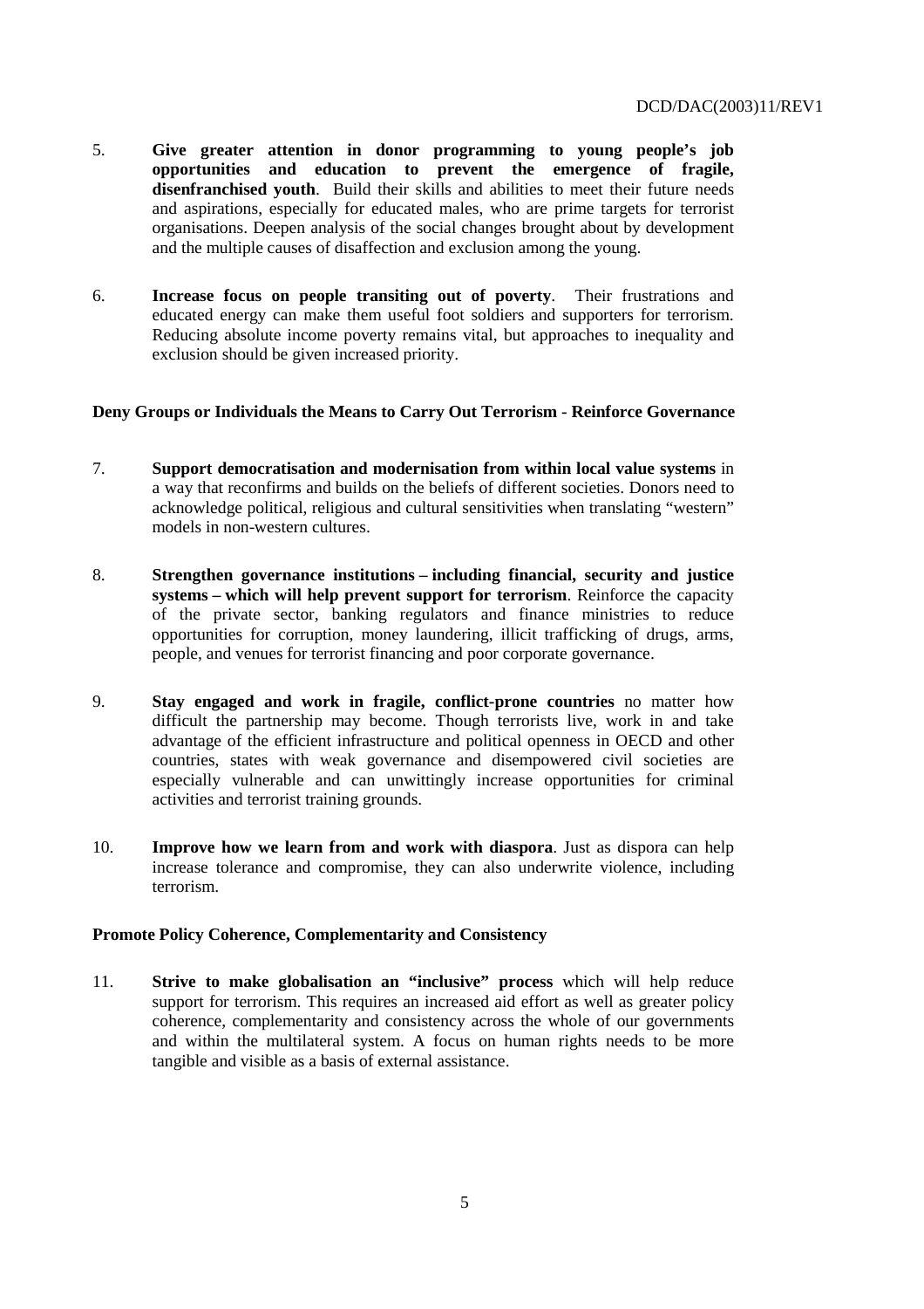5. **Give greater attention in donor programming to young people's job opportunities and education to prevent the emergence of fragile, disenfranchised youth**. Build their skills and abilities to meet their future needs and aspirations, especially for educated males, who are prime targets for terrorist organisations. Deepen analysis of the social changes brought about by development and the multiple causes of disaffection and exclusion among the young.

6. **Increase focus on people transiting out of poverty**. Their frustrations and educated energy can make them useful foot soldiers and supporters for terrorism. Reducing absolute income poverty remains vital, but approaches to inequality and exclusion should be given increased priority.

**Deny Groups or Individuals the Means to Carry Out Terrorism - Reinforce Governance**

7. **Support democratisation and modernisation from within local value systems** in a way that reconfirms and builds on the beliefs of different societies. Donors need to acknowledge political, religious and cultural sensitivities when translating "western" models in non-western cultures.

8. **Strengthen governance institutions – including financial, security and justice systems – which will help prevent support for terrorism**. Reinforce the capacity of the private sector, banking regulators and finance ministries to reduce opportunities for corruption, money laundering, illicit trafficking of drugs, arms, people, and venues for terrorist financing and poor corporate governance.

9. **Stay engaged and work in fragile, conflict-prone countries** no matter how difficult the partnership may become. Though terrorists live, work in and take advantage of the efficient infrastructure and political openness in OECD and other countries, states with weak governance and disempowered civil societies are especially vulnerable and can unwittingly increase opportunities for criminal activities and terrorist training grounds.

10. **Improve how we learn from and work with diaspora**. Just as dispora can help increase tolerance and compromise, they can also underwrite violence, including terrorism.

**Promote Policy Coherence, Complementarity and Consistency**

11. **Strive to make globalisation an "inclusive" process** which will help reduce support for terrorism. This requires an increased aid effort as well as greater policy coherence, complementarity and consistency across the whole of our governments and within the multilateral system. A focus on human rights needs to be more tangible and visible as a basis of external assistance.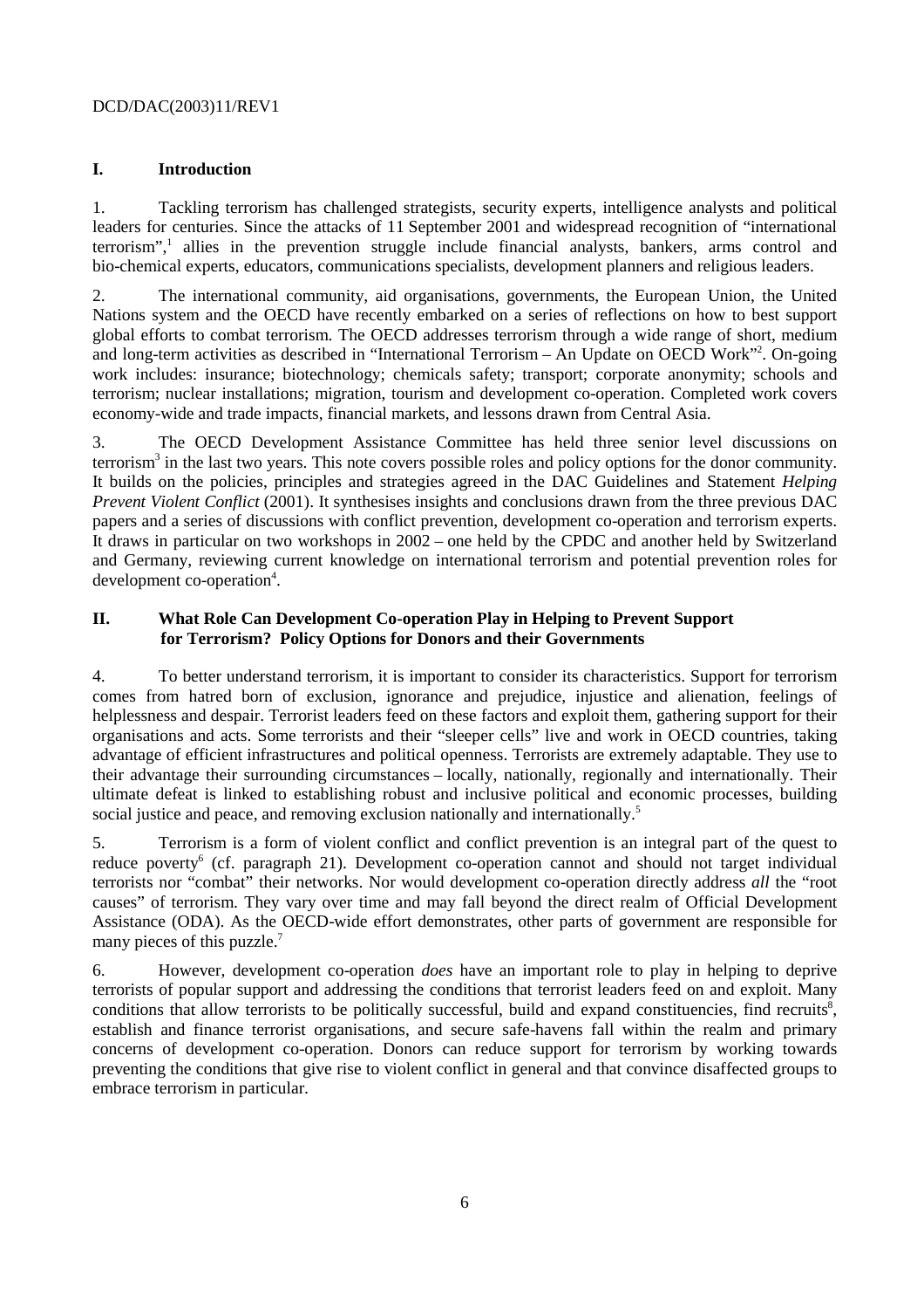## I. Introduction

1. Tackling terrorism has challenged strategists, security experts, intelligence analysts and political leaders for centuries. Since the attacks of 11 September 2001 and widespread recognition of "international terrorism",[1] allies in the prevention struggle include financial analysts, bankers, arms control and bio-chemical experts, educators, communications specialists, development planners and religious leaders.

2. The international community, aid organisations, governments, the European Union, the United Nations system and the OECD have recently embarked on a series of reflections on how to best support global efforts to combat terrorism. The OECD addresses terrorism through a wide range of short, medium and long-term activities as described in "International Terrorism – An Update on OECD Work"[2]. On-going work includes: insurance; biotechnology; chemicals safety; transport; corporate anonymity; schools and terrorism; nuclear installations; migration, tourism and development co-operation. Completed work covers economy-wide and trade impacts, financial markets, and lessons drawn from Central Asia.

3. The OECD Development Assistance Committee has held three senior level discussions on terrorism[3] in the last two years. This note covers possible roles and policy options for the donor community. It builds on the policies, principles and strategies agreed in the DAC Guidelines and Statement *Helping Prevent Violent Conflict* (2001). It synthesises insights and conclusions drawn from the three previous DAC papers and a series of discussions with conflict prevention, development co-operation and terrorism experts. It draws in particular on two workshops in 2002 – one held by the CPDC and another held by Switzerland and Germany, reviewing current knowledge on international terrorism and potential prevention roles for development co-operation[4].

## II. What Role Can Development Co-operation Play in Helping to Prevent Support for Terrorism? Policy Options for Donors and their Governments

4. To better understand terrorism, it is important to consider its characteristics. Support for terrorism comes from hatred born of exclusion, ignorance and prejudice, injustice and alienation, feelings of helplessness and despair. Terrorist leaders feed on these factors and exploit them, gathering support for their organisations and acts. Some terrorists and their "sleeper cells" live and work in OECD countries, taking advantage of efficient infrastructures and political openness. Terrorists are extremely adaptable. They use to their advantage their surrounding circumstances – locally, nationally, regionally and internationally. Their ultimate defeat is linked to establishing robust and inclusive political and economic processes, building social justice and peace, and removing exclusion nationally and internationally.[5]

5. Terrorism is a form of violent conflict and conflict prevention is an integral part of the quest to reduce poverty[6] (cf. paragraph 21). Development co-operation cannot and should not target individual terrorists nor "combat" their networks. Nor would development co-operation directly address *all* the "root causes" of terrorism. They vary over time and may fall beyond the direct realm of Official Development Assistance (ODA). As the OECD-wide effort demonstrates, other parts of government are responsible for many pieces of this puzzle.[7]

6. However, development co-operation *does* have an important role to play in helping to deprive terrorists of popular support and addressing the conditions that terrorist leaders feed on and exploit. Many conditions that allow terrorists to be politically successful, build and expand constituencies, find recruits[8], establish and finance terrorist organisations, and secure safe-havens fall within the realm and primary concerns of development co-operation. Donors can reduce support for terrorism by working towards preventing the conditions that give rise to violent conflict in general and that convince disaffected groups to embrace terrorism in particular.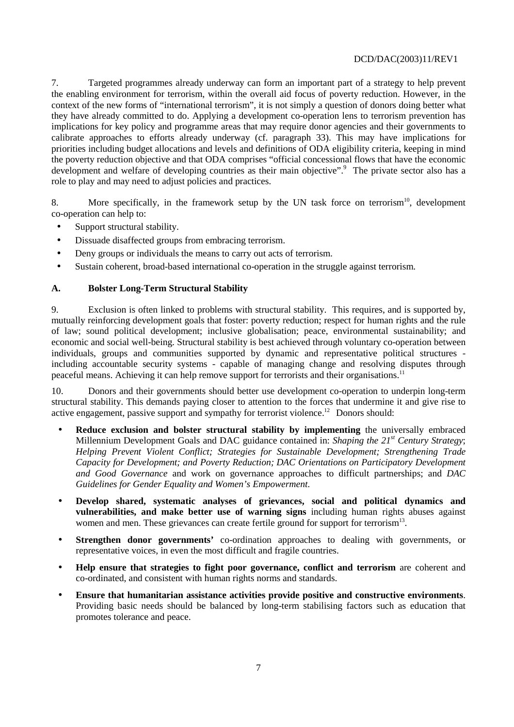7. Targeted programmes already underway can form an important part of a strategy to help prevent the enabling environment for terrorism, within the overall aid focus of poverty reduction. However, in the context of the new forms of "international terrorism", it is not simply a question of donors doing better what they have already committed to do. Applying a development co-operation lens to terrorism prevention has implications for key policy and programme areas that may require donor agencies and their governments to calibrate approaches to efforts already underway (cf. paragraph 33). This may have implications for priorities including budget allocations and levels and definitions of ODA eligibility criteria, keeping in mind the poverty reduction objective and that ODA comprises "official concessional flows that have the economic development and welfare of developing countries as their main objective".[9] The private sector also has a role to play and may need to adjust policies and practices.

8. More specifically, in the framework setup by the UN task force on terrorism[10], development co-operation can help to:

- Support structural stability.
- Dissuade disaffected groups from embracing terrorism.
- Deny groups or individuals the means to carry out acts of terrorism.
- Sustain coherent, broad-based international co-operation in the struggle against terrorism.

## A. Bolster Long-Term Structural Stability

9. Exclusion is often linked to problems with structural stability. This requires, and is supported by, mutually reinforcing development goals that foster: poverty reduction; respect for human rights and the rule of law; sound political development; inclusive globalisation; peace, environmental sustainability; and economic and social well-being. Structural stability is best achieved through voluntary co-operation between individuals, groups and communities supported by dynamic and representative political structures - including accountable security systems - capable of managing change and resolving disputes through peaceful means. Achieving it can help remove support for terrorists and their organisations.[11]

10. Donors and their governments should better use development co-operation to underpin long-term structural stability. This demands paying closer to attention to the forces that undermine it and give rise to active engagement, passive support and sympathy for terrorist violence.[12] Donors should:

- **Reduce exclusion and bolster structural stability by implementing** the universally embraced Millennium Development Goals and DAC guidance contained in: *Shaping the 21st Century Strategy*; *Helping Prevent Violent Conflict; Strategies for Sustainable Development; Strengthening Trade Capacity for Development; and Poverty Reduction; DAC Orientations on Participatory Development and Good Governance* and work on governance approaches to difficult partnerships; and *DAC Guidelines for Gender Equality and Women's Empowerment.*
- **Develop shared, systematic analyses of grievances, social and political dynamics and vulnerabilities, and make better use of warning signs** including human rights abuses against women and men. These grievances can create fertile ground for support for terrorism[13].
- **Strengthen donor governments'** co-ordination approaches to dealing with governments, or representative voices, in even the most difficult and fragile countries.
- **Help ensure that strategies to fight poor governance, conflict and terrorism** are coherent and co-ordinated, and consistent with human rights norms and standards.
- **Ensure that humanitarian assistance activities provide positive and constructive environments**. Providing basic needs should be balanced by long-term stabilising factors such as education that promotes tolerance and peace.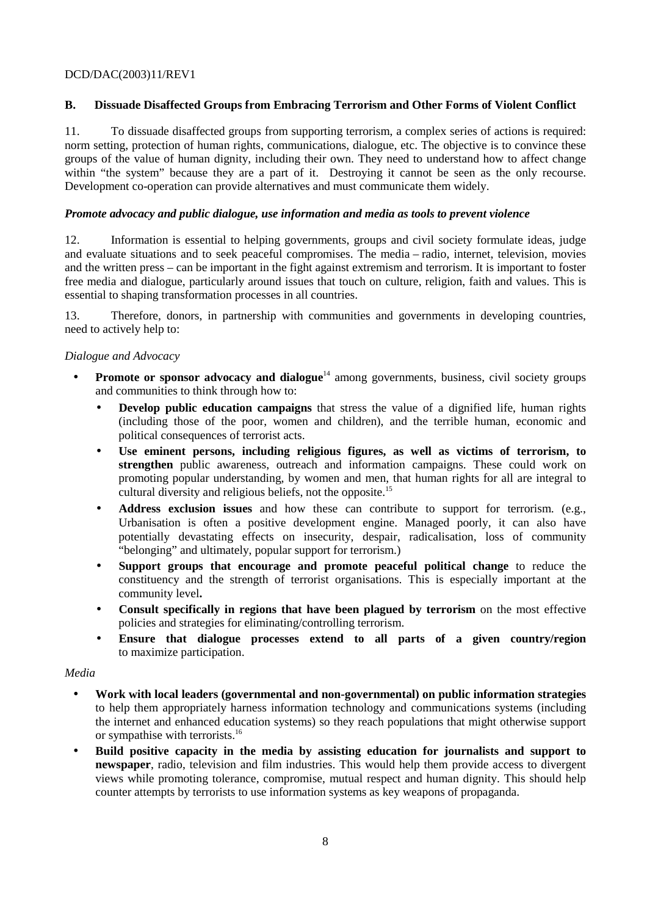## B. Dissuade Disaffected Groups from Embracing Terrorism and Other Forms of Violent Conflict

11. To dissuade disaffected groups from supporting terrorism, a complex series of actions is required: norm setting, protection of human rights, communications, dialogue, etc. The objective is to convince these groups of the value of human dignity, including their own. They need to understand how to affect change within "the system" because they are a part of it. Destroying it cannot be seen as the only recourse. Development co-operation can provide alternatives and must communicate them widely.

### *Promote advocacy and public dialogue, use information and media as tools to prevent violence*

12. Information is essential to helping governments, groups and civil society formulate ideas, judge and evaluate situations and to seek peaceful compromises. The media – radio, internet, television, movies and the written press – can be important in the fight against extremism and terrorism. It is important to foster free media and dialogue, particularly around issues that touch on culture, religion, faith and values. This is essential to shaping transformation processes in all countries.

13. Therefore, donors, in partnership with communities and governments in developing countries, need to actively help to:

*Dialogue and Advocacy*

- **Promote or sponsor advocacy and dialogue**[14] among governments, business, civil society groups and communities to think through how to:
  - **Develop public education campaigns** that stress the value of a dignified life, human rights (including those of the poor, women and children), and the terrible human, economic and political consequences of terrorist acts.
  - **Use eminent persons, including religious figures, as well as victims of terrorism, to strengthen** public awareness, outreach and information campaigns. These could work on promoting popular understanding, by women and men, that human rights for all are integral to cultural diversity and religious beliefs, not the opposite.[15]
  - **Address exclusion issues** and how these can contribute to support for terrorism. (e.g., Urbanisation is often a positive development engine. Managed poorly, it can also have potentially devastating effects on insecurity, despair, radicalisation, loss of community "belonging" and ultimately, popular support for terrorism.)
  - **Support groups that encourage and promote peaceful political change** to reduce the constituency and the strength of terrorist organisations. This is especially important at the community level**.**
  - **Consult specifically in regions that have been plagued by terrorism** on the most effective policies and strategies for eliminating/controlling terrorism.
  - **Ensure that dialogue processes extend to all parts of a given country/region** to maximize participation.

*Media*

- **Work with local leaders (governmental and non-governmental) on public information strategies** to help them appropriately harness information technology and communications systems (including the internet and enhanced education systems) so they reach populations that might otherwise support or sympathise with terrorists.[16]
- **Build positive capacity in the media by assisting education for journalists and support to newspaper**, radio, television and film industries. This would help them provide access to divergent views while promoting tolerance, compromise, mutual respect and human dignity. This should help counter attempts by terrorists to use information systems as key weapons of propaganda.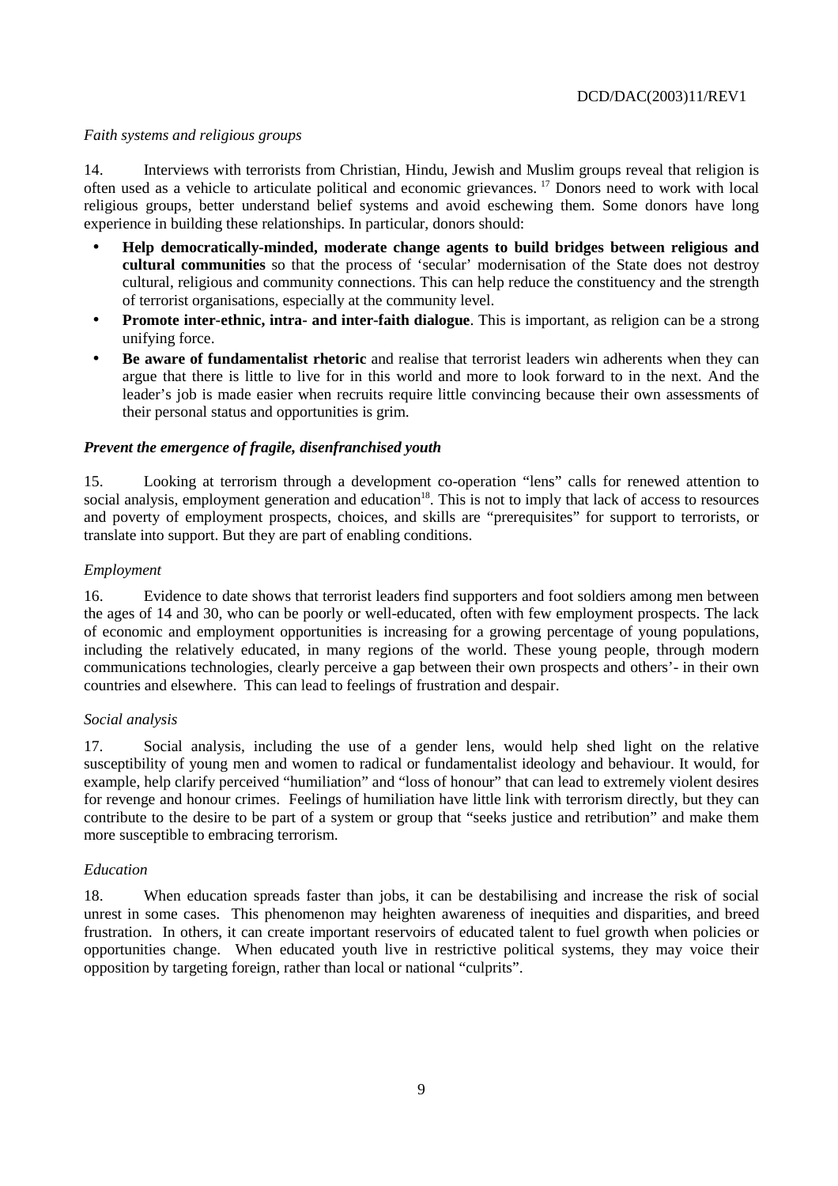*Faith systems and religious groups*

14. Interviews with terrorists from Christian, Hindu, Jewish and Muslim groups reveal that religion is often used as a vehicle to articulate political and economic grievances. [17] Donors need to work with local religious groups, better understand belief systems and avoid eschewing them. Some donors have long experience in building these relationships. In particular, donors should:

- **Help democratically-minded, moderate change agents to build bridges between religious and cultural communities** so that the process of 'secular' modernisation of the State does not destroy cultural, religious and community connections. This can help reduce the constituency and the strength of terrorist organisations, especially at the community level.
- **Promote inter-ethnic, intra- and inter-faith dialogue**. This is important, as religion can be a strong unifying force.
- **Be aware of fundamentalist rhetoric** and realise that terrorist leaders win adherents when they can argue that there is little to live for in this world and more to look forward to in the next. And the leader's job is made easier when recruits require little convincing because their own assessments of their personal status and opportunities is grim.

***Prevent the emergence of fragile, disenfranchised youth***

15. Looking at terrorism through a development co-operation "lens" calls for renewed attention to social analysis, employment generation and education[18]. This is not to imply that lack of access to resources and poverty of employment prospects, choices, and skills are "prerequisites" for support to terrorists, or translate into support. But they are part of enabling conditions.

*Employment*

16. Evidence to date shows that terrorist leaders find supporters and foot soldiers among men between the ages of 14 and 30, who can be poorly or well-educated, often with few employment prospects. The lack of economic and employment opportunities is increasing for a growing percentage of young populations, including the relatively educated, in many regions of the world. These young people, through modern communications technologies, clearly perceive a gap between their own prospects and others'- in their own countries and elsewhere. This can lead to feelings of frustration and despair.

*Social analysis*

17. Social analysis, including the use of a gender lens, would help shed light on the relative susceptibility of young men and women to radical or fundamentalist ideology and behaviour. It would, for example, help clarify perceived "humiliation" and "loss of honour" that can lead to extremely violent desires for revenge and honour crimes. Feelings of humiliation have little link with terrorism directly, but they can contribute to the desire to be part of a system or group that "seeks justice and retribution" and make them more susceptible to embracing terrorism.

*Education*

18. When education spreads faster than jobs, it can be destabilising and increase the risk of social unrest in some cases. This phenomenon may heighten awareness of inequities and disparities, and breed frustration. In others, it can create important reservoirs of educated talent to fuel growth when policies or opportunities change. When educated youth live in restrictive political systems, they may voice their opposition by targeting foreign, rather than local or national "culprits".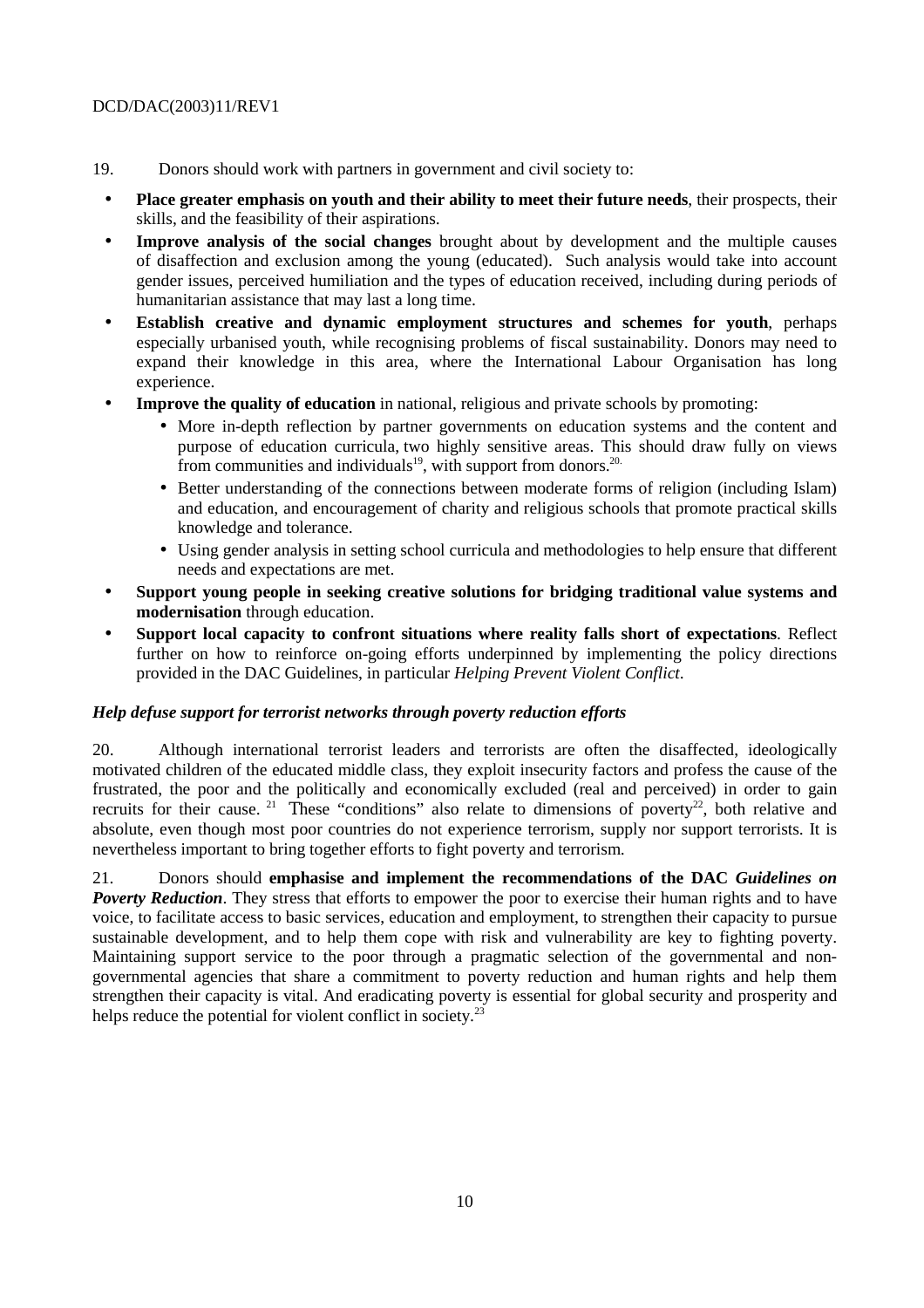19. Donors should work with partners in government and civil society to:

- **Place greater emphasis on youth and their ability to meet their future needs**, their prospects, their skills, and the feasibility of their aspirations.
- **Improve analysis of the social changes** brought about by development and the multiple causes of disaffection and exclusion among the young (educated). Such analysis would take into account gender issues, perceived humiliation and the types of education received, including during periods of humanitarian assistance that may last a long time.
- **Establish creative and dynamic employment structures and schemes for youth**, perhaps especially urbanised youth, while recognising problems of fiscal sustainability. Donors may need to expand their knowledge in this area, where the International Labour Organisation has long experience.
- **Improve the quality of education** in national, religious and private schools by promoting:
  - More in-depth reflection by partner governments on education systems and the content and purpose of education curricula, two highly sensitive areas. This should draw fully on views from communities and individuals[19], with support from donors.[20]
  - Better understanding of the connections between moderate forms of religion (including Islam) and education, and encouragement of charity and religious schools that promote practical skills knowledge and tolerance.
  - Using gender analysis in setting school curricula and methodologies to help ensure that different needs and expectations are met.
- **Support young people in seeking creative solutions for bridging traditional value systems and modernisation** through education.
- **Support local capacity to confront situations where reality falls short of expectations**. Reflect further on how to reinforce on-going efforts underpinned by implementing the policy directions provided in the DAC Guidelines, in particular *Helping Prevent Violent Conflict*.

***Help defuse support for terrorist networks through poverty reduction efforts***

20. Although international terrorist leaders and terrorists are often the disaffected, ideologically motivated children of the educated middle class, they exploit insecurity factors and profess the cause of the frustrated, the poor and the politically and economically excluded (real and perceived) in order to gain recruits for their cause.[21] These "conditions" also relate to dimensions of poverty[22], both relative and absolute, even though most poor countries do not experience terrorism, supply nor support terrorists. It is nevertheless important to bring together efforts to fight poverty and terrorism.

21. Donors should **emphasise and implement the recommendations of the DAC *Guidelines on Poverty Reduction***. They stress that efforts to empower the poor to exercise their human rights and to have voice, to facilitate access to basic services, education and employment, to strengthen their capacity to pursue sustainable development, and to help them cope with risk and vulnerability are key to fighting poverty. Maintaining support service to the poor through a pragmatic selection of the governmental and non-governmental agencies that share a commitment to poverty reduction and human rights and help them strengthen their capacity is vital. And eradicating poverty is essential for global security and prosperity and helps reduce the potential for violent conflict in society.[23]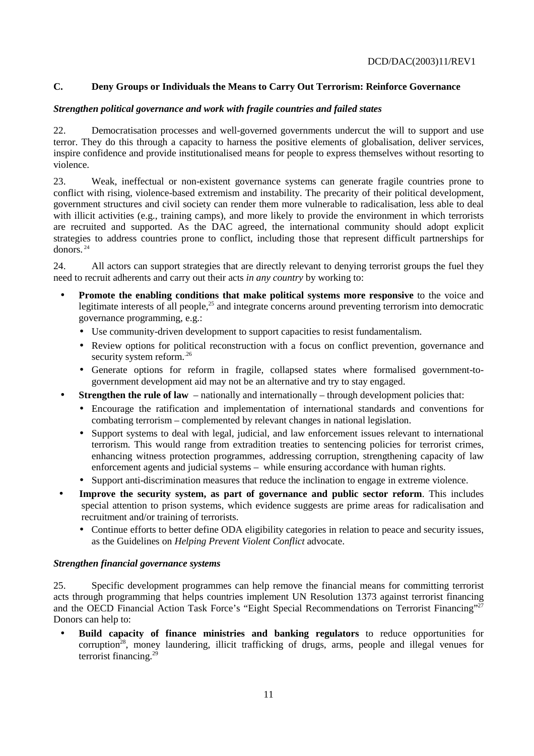## C. Deny Groups or Individuals the Means to Carry Out Terrorism: Reinforce Governance

### *Strengthen political governance and work with fragile countries and failed states*

22. Democratisation processes and well-governed governments undercut the will to support and use terror. They do this through a capacity to harness the positive elements of globalisation, deliver services, inspire confidence and provide institutionalised means for people to express themselves without resorting to violence.

23. Weak, ineffectual or non-existent governance systems can generate fragile countries prone to conflict with rising, violence-based extremism and instability. The precarity of their political development, government structures and civil society can render them more vulnerable to radicalisation, less able to deal with illicit activities (e.g., training camps), and more likely to provide the environment in which terrorists are recruited and supported. As the DAC agreed, the international community should adopt explicit strategies to address countries prone to conflict, including those that represent difficult partnerships for donors.[24]

24. All actors can support strategies that are directly relevant to denying terrorist groups the fuel they need to recruit adherents and carry out their acts *in any country* by working to:

- **Promote the enabling conditions that make political systems more responsive** to the voice and legitimate interests of all people,[25] and integrate concerns around preventing terrorism into democratic governance programming, e.g.:
  - Use community-driven development to support capacities to resist fundamentalism.
  - Review options for political reconstruction with a focus on conflict prevention, governance and security system reform.[26]
  - Generate options for reform in fragile, collapsed states where formalised government-to-government development aid may not be an alternative and try to stay engaged.
- **Strengthen the rule of law** – nationally and internationally – through development policies that:
  - Encourage the ratification and implementation of international standards and conventions for combating terrorism – complemented by relevant changes in national legislation.
  - Support systems to deal with legal, judicial, and law enforcement issues relevant to international terrorism. This would range from extradition treaties to sentencing policies for terrorist crimes, enhancing witness protection programmes, addressing corruption, strengthening capacity of law enforcement agents and judicial systems – while ensuring accordance with human rights.
  - Support anti-discrimination measures that reduce the inclination to engage in extreme violence.
- **Improve the security system, as part of governance and public sector reform**. This includes special attention to prison systems, which evidence suggests are prime areas for radicalisation and recruitment and/or training of terrorists.
  - Continue efforts to better define ODA eligibility categories in relation to peace and security issues, as the Guidelines on *Helping Prevent Violent Conflict* advocate.

### *Strengthen financial governance systems*

25. Specific development programmes can help remove the financial means for committing terrorist acts through programming that helps countries implement UN Resolution 1373 against terrorist financing and the OECD Financial Action Task Force's "Eight Special Recommendations on Terrorist Financing"[27] Donors can help to:

- **Build capacity of finance ministries and banking regulators** to reduce opportunities for corruption[28], money laundering, illicit trafficking of drugs, arms, people and illegal venues for terrorist financing.[29]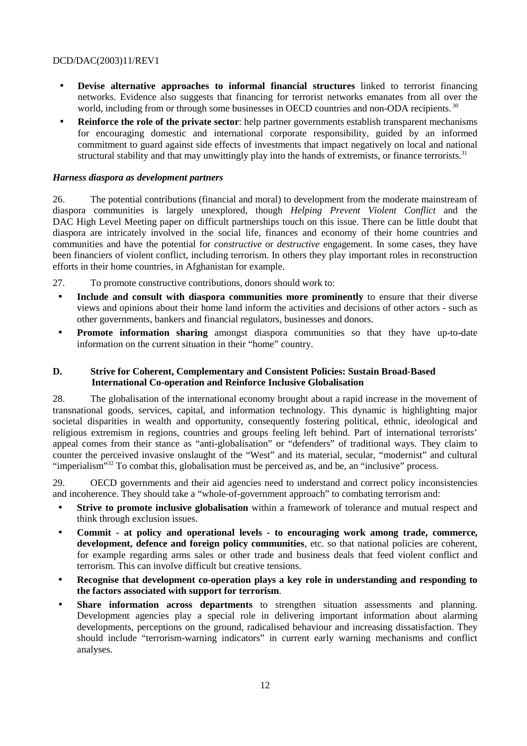- **Devise alternative approaches to informal financial structures** linked to terrorist financing networks. Evidence also suggests that financing for terrorist networks emanates from all over the world, including from or through some businesses in OECD countries and non-ODA recipients. [30]
- **Reinforce the role of the private sector**: help partner governments establish transparent mechanisms for encouraging domestic and international corporate responsibility, guided by an informed commitment to guard against side effects of investments that impact negatively on local and national structural stability and that may unwittingly play into the hands of extremists, or finance terrorists.[31]

### *Harness diaspora as development partners*

26. The potential contributions (financial and moral) to development from the moderate mainstream of diaspora communities is largely unexplored, though *Helping Prevent Violent Conflict* and the DAC High Level Meeting paper on difficult partnerships touch on this issue. There can be little doubt that diaspora are intricately involved in the social life, finances and economy of their home countries and communities and have the potential for *constructive* or *destructive* engagement. In some cases, they have been financiers of violent conflict, including terrorism. In others they play important roles in reconstruction efforts in their home countries, in Afghanistan for example.

27. To promote constructive contributions, donors should work to:

- **Include and consult with diaspora communities more prominently** to ensure that their diverse views and opinions about their home land inform the activities and decisions of other actors - such as other governments, bankers and financial regulators, businesses and donors.
- **Promote information sharing** amongst diaspora communities so that they have up-to-date information on the current situation in their "home" country.

## D. Strive for Coherent, Complementary and Consistent Policies: Sustain Broad-Based International Co-operation and Reinforce Inclusive Globalisation

28. The globalisation of the international economy brought about a rapid increase in the movement of transnational goods, services, capital, and information technology. This dynamic is highlighting major societal disparities in wealth and opportunity, consequently fostering political, ethnic, ideological and religious extremism in regions, countries and groups feeling left behind. Part of international terrorists' appeal comes from their stance as "anti-globalisation" or "defenders" of traditional ways. They claim to counter the perceived invasive onslaught of the "West" and its material, secular, "modernist" and cultural "imperialism"[32] To combat this, globalisation must be perceived as, and be, an "inclusive" process.

29. OECD governments and their aid agencies need to understand and correct policy inconsistencies and incoherence. They should take a "whole-of-government approach" to combating terrorism and:

- **Strive to promote inclusive globalisation** within a framework of tolerance and mutual respect and think through exclusion issues.
- **Commit - at policy and operational levels - to encouraging work among trade, commerce, development, defence and foreign policy communities**, etc. so that national policies are coherent, for example regarding arms sales or other trade and business deals that feed violent conflict and terrorism. This can involve difficult but creative tensions.
- **Recognise that development co-operation plays a key role in understanding and responding to the factors associated with support for terrorism**.
- **Share information across departments** to strengthen situation assessments and planning. Development agencies play a special role in delivering important information about alarming developments, perceptions on the ground, radicalised behaviour and increasing dissatisfaction. They should include "terrorism-warning indicators" in current early warning mechanisms and conflict analyses.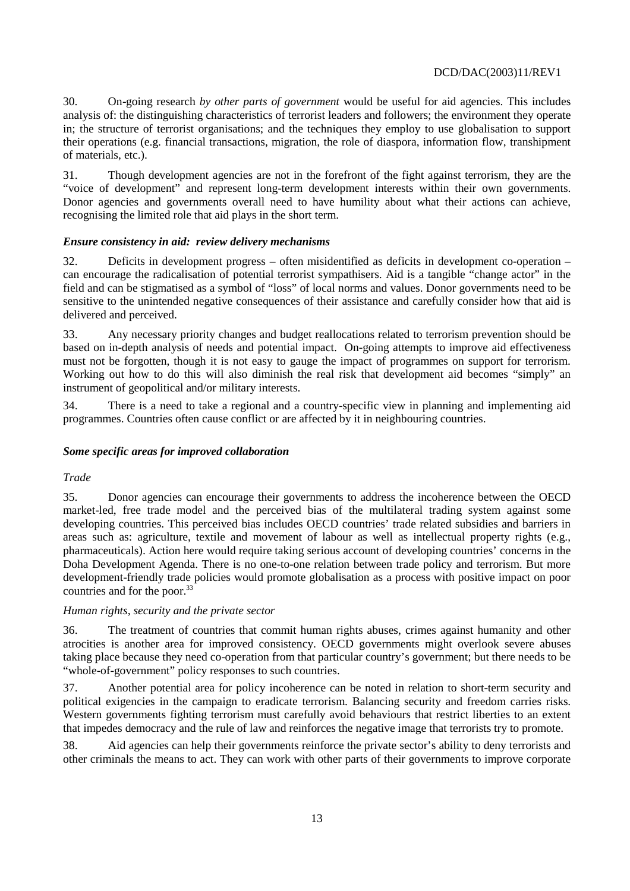30. On-going research *by other parts of government* would be useful for aid agencies. This includes analysis of: the distinguishing characteristics of terrorist leaders and followers; the environment they operate in; the structure of terrorist organisations; and the techniques they employ to use globalisation to support their operations (e.g. financial transactions, migration, the role of diaspora, information flow, transhipment of materials, etc.).

31. Though development agencies are not in the forefront of the fight against terrorism, they are the "voice of development" and represent long-term development interests within their own governments. Donor agencies and governments overall need to have humility about what their actions can achieve, recognising the limited role that aid plays in the short term.

### *Ensure consistency in aid: review delivery mechanisms*

32. Deficits in development progress – often misidentified as deficits in development co-operation – can encourage the radicalisation of potential terrorist sympathisers. Aid is a tangible "change actor" in the field and can be stigmatised as a symbol of "loss" of local norms and values. Donor governments need to be sensitive to the unintended negative consequences of their assistance and carefully consider how that aid is delivered and perceived.

33. Any necessary priority changes and budget reallocations related to terrorism prevention should be based on in-depth analysis of needs and potential impact. On-going attempts to improve aid effectiveness must not be forgotten, though it is not easy to gauge the impact of programmes on support for terrorism. Working out how to do this will also diminish the real risk that development aid becomes "simply" an instrument of geopolitical and/or military interests.

34. There is a need to take a regional and a country-specific view in planning and implementing aid programmes. Countries often cause conflict or are affected by it in neighbouring countries.

### *Some specific areas for improved collaboration*

*Trade*

35. Donor agencies can encourage their governments to address the incoherence between the OECD market-led, free trade model and the perceived bias of the multilateral trading system against some developing countries. This perceived bias includes OECD countries' trade related subsidies and barriers in areas such as: agriculture, textile and movement of labour as well as intellectual property rights (e.g., pharmaceuticals). Action here would require taking serious account of developing countries' concerns in the Doha Development Agenda. There is no one-to-one relation between trade policy and terrorism. But more development-friendly trade policies would promote globalisation as a process with positive impact on poor countries and for the poor.[33]

*Human rights, security and the private sector*

36. The treatment of countries that commit human rights abuses, crimes against humanity and other atrocities is another area for improved consistency. OECD governments might overlook severe abuses taking place because they need co-operation from that particular country's government; but there needs to be "whole-of-government" policy responses to such countries.

37. Another potential area for policy incoherence can be noted in relation to short-term security and political exigencies in the campaign to eradicate terrorism. Balancing security and freedom carries risks. Western governments fighting terrorism must carefully avoid behaviours that restrict liberties to an extent that impedes democracy and the rule of law and reinforces the negative image that terrorists try to promote.

38. Aid agencies can help their governments reinforce the private sector's ability to deny terrorists and other criminals the means to act. They can work with other parts of their governments to improve corporate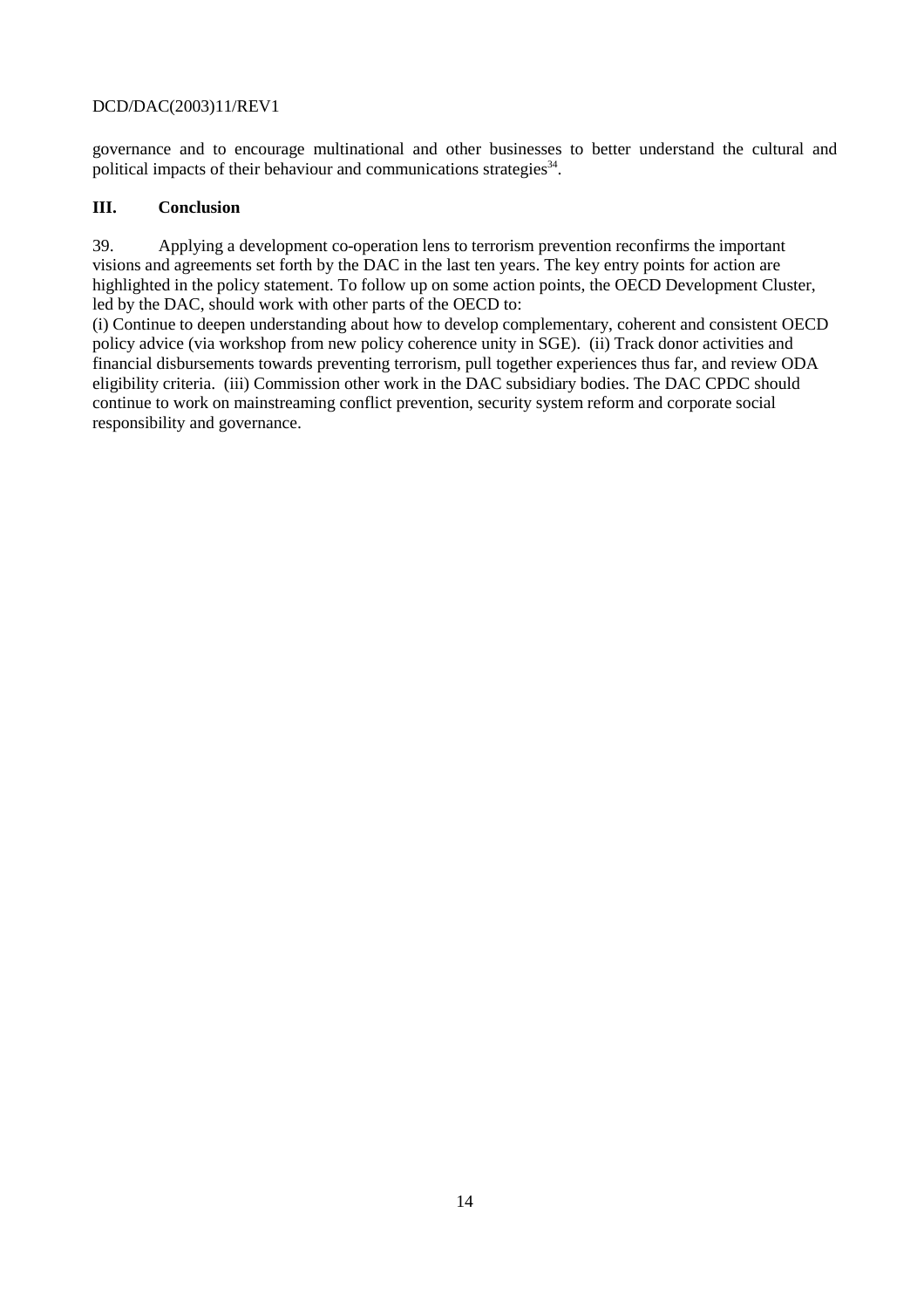governance and to encourage multinational and other businesses to better understand the cultural and political impacts of their behaviour and communications strategies[34].

## III. Conclusion

39. Applying a development co-operation lens to terrorism prevention reconfirms the important visions and agreements set forth by the DAC in the last ten years. The key entry points for action are highlighted in the policy statement. To follow up on some action points, the OECD Development Cluster, led by the DAC, should work with other parts of the OECD to:

(i) Continue to deepen understanding about how to develop complementary, coherent and consistent OECD policy advice (via workshop from new policy coherence unity in SGE). (ii) Track donor activities and financial disbursements towards preventing terrorism, pull together experiences thus far, and review ODA eligibility criteria. (iii) Commission other work in the DAC subsidiary bodies. The DAC CPDC should continue to work on mainstreaming conflict prevention, security system reform and corporate social responsibility and governance.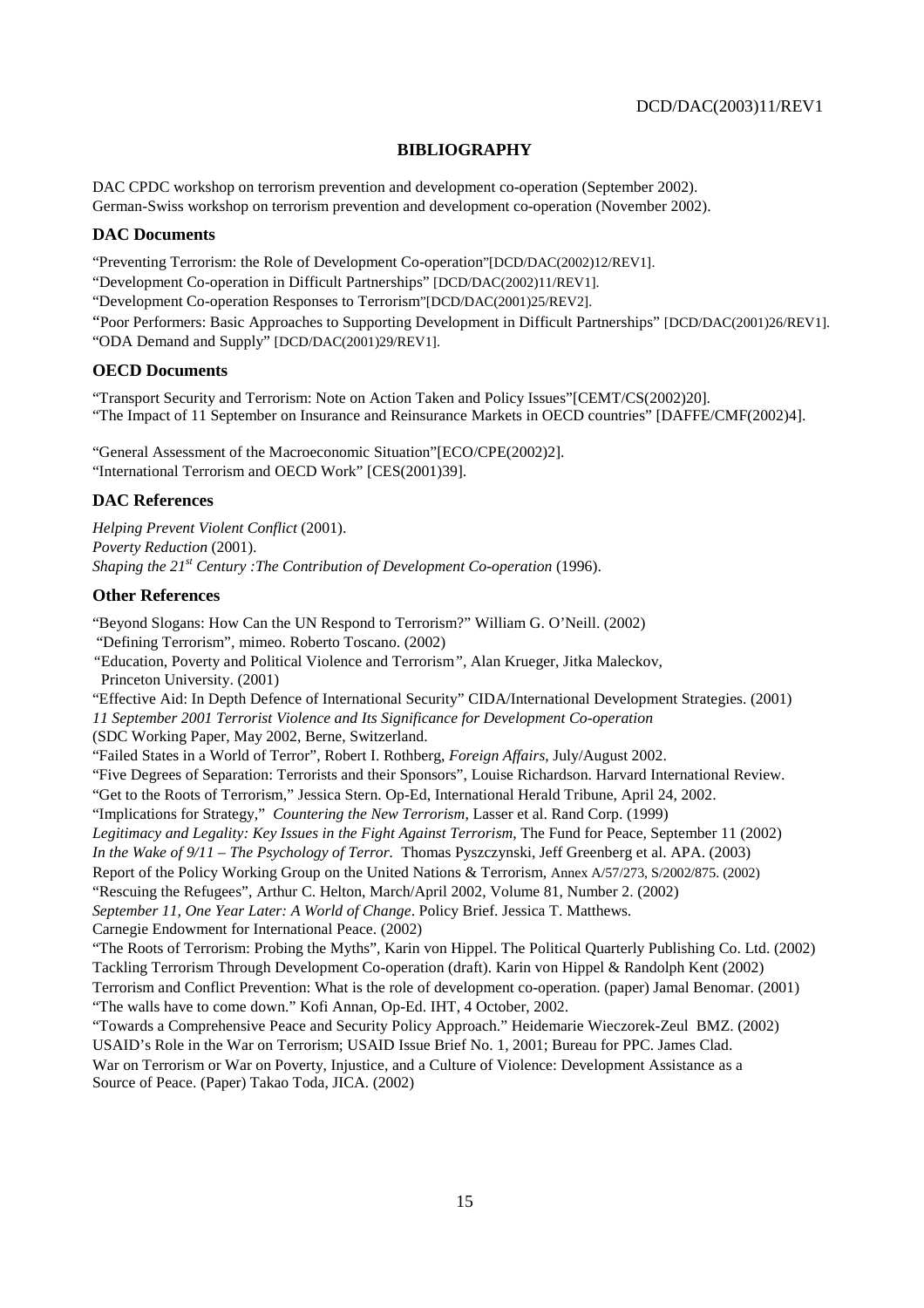# BIBLIOGRAPHY

DAC CPDC workshop on terrorism prevention and development co-operation (September 2002).
German-Swiss workshop on terrorism prevention and development co-operation (November 2002).

## DAC Documents

"Preventing Terrorism: the Role of Development Co-operation"[DCD/DAC(2002)12/REV1].
"Development Co-operation in Difficult Partnerships" [DCD/DAC(2002)11/REV1].
"Development Co-operation Responses to Terrorism"[DCD/DAC(2001)25/REV2].
"Poor Performers: Basic Approaches to Supporting Development in Difficult Partnerships" [DCD/DAC(2001)26/REV1].
"ODA Demand and Supply" [DCD/DAC(2001)29/REV1].

## OECD Documents

"Transport Security and Terrorism: Note on Action Taken and Policy Issues"[CEMT/CS(2002)20].
"The Impact of 11 September on Insurance and Reinsurance Markets in OECD countries" [DAFFE/CMF(2002)4].

"General Assessment of the Macroeconomic Situation"[ECO/CPE(2002)2].
"International Terrorism and OECD Work" [CES(2001)39].

## DAC References

*Helping Prevent Violent Conflict* (2001).
*Poverty Reduction* (2001).
*Shaping the 21st Century :The Contribution of Development Co-operation* (1996).

## Other References

"Beyond Slogans: How Can the UN Respond to Terrorism?" William G. O'Neill. (2002)
"Defining Terrorism", mimeo. Roberto Toscano. (2002)
"Education, Poverty and Political Violence and Terrorism", Alan Krueger, Jitka Maleckov, Princeton University. (2001)
"Effective Aid: In Depth Defence of International Security" CIDA/International Development Strategies. (2001)
*11 September 2001 Terrorist Violence and Its Significance for Development Co-operation* (SDC Working Paper, May 2002, Berne, Switzerland.
"Failed States in a World of Terror", Robert I. Rothberg, *Foreign Affairs*, July/August 2002.
"Five Degrees of Separation: Terrorists and their Sponsors", Louise Richardson. Harvard International Review.
"Get to the Roots of Terrorism," Jessica Stern. Op-Ed, International Herald Tribune, April 24, 2002.
"Implications for Strategy," *Countering the New Terrorism*, Lasser et al. Rand Corp. (1999)
*Legitimacy and Legality: Key Issues in the Fight Against Terrorism*, The Fund for Peace, September 11 (2002)
*In the Wake of 9/11 – The Psychology of Terror.* Thomas Pyszczynski, Jeff Greenberg et al. APA. (2003)
Report of the Policy Working Group on the United Nations & Terrorism, Annex A/57/273, S/2002/875. (2002)
"Rescuing the Refugees", Arthur C. Helton, March/April 2002, Volume 81, Number 2. (2002)
*September 11, One Year Later: A World of Change*. Policy Brief. Jessica T. Matthews. Carnegie Endowment for International Peace. (2002)
"The Roots of Terrorism: Probing the Myths", Karin von Hippel. The Political Quarterly Publishing Co. Ltd. (2002)
Tackling Terrorism Through Development Co-operation (draft). Karin von Hippel & Randolph Kent (2002)
Terrorism and Conflict Prevention: What is the role of development co-operation. (paper) Jamal Benomar. (2001)
"The walls have to come down." Kofi Annan, Op-Ed. IHT, 4 October, 2002.
"Towards a Comprehensive Peace and Security Policy Approach." Heidemarie Wieczorek-Zeul BMZ. (2002)
USAID's Role in the War on Terrorism; USAID Issue Brief No. 1, 2001; Bureau for PPC. James Clad.
War on Terrorism or War on Poverty, Injustice, and a Culture of Violence: Development Assistance as a Source of Peace. (Paper) Takao Toda, JICA. (2002)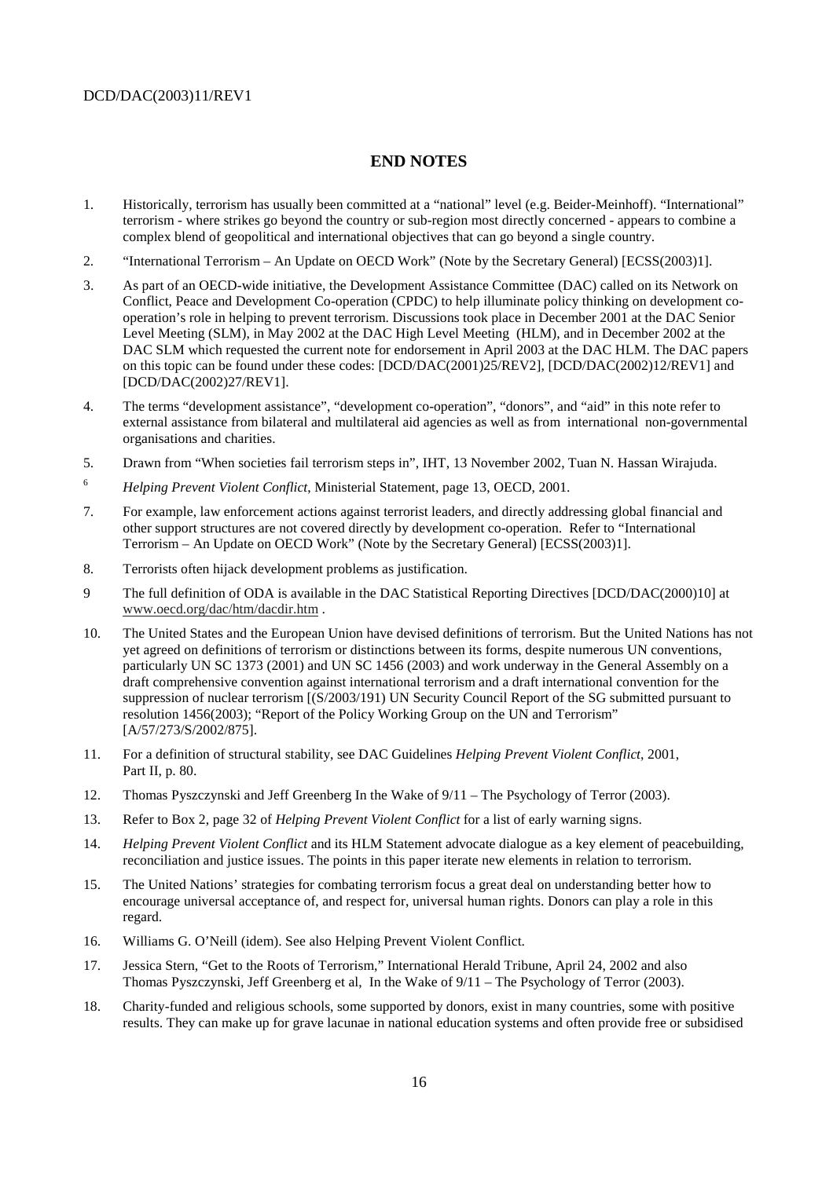## END NOTES

1. Historically, terrorism has usually been committed at a "national" level (e.g. Beider-Meinhoff). "International" terrorism - where strikes go beyond the country or sub-region most directly concerned - appears to combine a complex blend of geopolitical and international objectives that can go beyond a single country.

2. "International Terrorism – An Update on OECD Work" (Note by the Secretary General) [ECSS(2003)1].

3. As part of an OECD-wide initiative, the Development Assistance Committee (DAC) called on its Network on Conflict, Peace and Development Co-operation (CPDC) to help illuminate policy thinking on development co-operation's role in helping to prevent terrorism. Discussions took place in December 2001 at the DAC Senior Level Meeting (SLM), in May 2002 at the DAC High Level Meeting (HLM), and in December 2002 at the DAC SLM which requested the current note for endorsement in April 2003 at the DAC HLM. The DAC papers on this topic can be found under these codes: [DCD/DAC(2001)25/REV2], [DCD/DAC(2002)12/REV1] and [DCD/DAC(2002)27/REV1].

4. The terms "development assistance", "development co-operation", "donors", and "aid" in this note refer to external assistance from bilateral and multilateral aid agencies as well as from international non-governmental organisations and charities.

5. Drawn from "When societies fail terrorism steps in", IHT, 13 November 2002, Tuan N. Hassan Wirajuda.

6. *Helping Prevent Violent Conflict*, Ministerial Statement, page 13, OECD, 2001.

7. For example, law enforcement actions against terrorist leaders, and directly addressing global financial and other support structures are not covered directly by development co-operation. Refer to "International Terrorism – An Update on OECD Work" (Note by the Secretary General) [ECSS(2003)1].

8. Terrorists often hijack development problems as justification.

9. The full definition of ODA is available in the DAC Statistical Reporting Directives [DCD/DAC(2000)10] at www.oecd.org/dac/htm/dacdir.htm .

10. The United States and the European Union have devised definitions of terrorism. But the United Nations has not yet agreed on definitions of terrorism or distinctions between its forms, despite numerous UN conventions, particularly UN SC 1373 (2001) and UN SC 1456 (2003) and work underway in the General Assembly on a draft comprehensive convention against international terrorism and a draft international convention for the suppression of nuclear terrorism [(S/2003/191) UN Security Council Report of the SG submitted pursuant to resolution 1456(2003); "Report of the Policy Working Group on the UN and Terrorism" [A/57/273/S/2002/875].

11. For a definition of structural stability, see DAC Guidelines *Helping Prevent Violent Conflict*, 2001, Part II, p. 80.

12. Thomas Pyszczynski and Jeff Greenberg In the Wake of 9/11 – The Psychology of Terror (2003).

13. Refer to Box 2, page 32 of *Helping Prevent Violent Conflict* for a list of early warning signs.

14. *Helping Prevent Violent Conflict* and its HLM Statement advocate dialogue as a key element of peacebuilding, reconciliation and justice issues. The points in this paper iterate new elements in relation to terrorism.

15. The United Nations' strategies for combating terrorism focus a great deal on understanding better how to encourage universal acceptance of, and respect for, universal human rights. Donors can play a role in this regard.

16. Williams G. O'Neill (idem). See also Helping Prevent Violent Conflict.

17. Jessica Stern, "Get to the Roots of Terrorism," International Herald Tribune, April 24, 2002 and also Thomas Pyszczynski, Jeff Greenberg et al, In the Wake of 9/11 – The Psychology of Terror (2003).

18. Charity-funded and religious schools, some supported by donors, exist in many countries, some with positive results. They can make up for grave lacunae in national education systems and often provide free or subsidised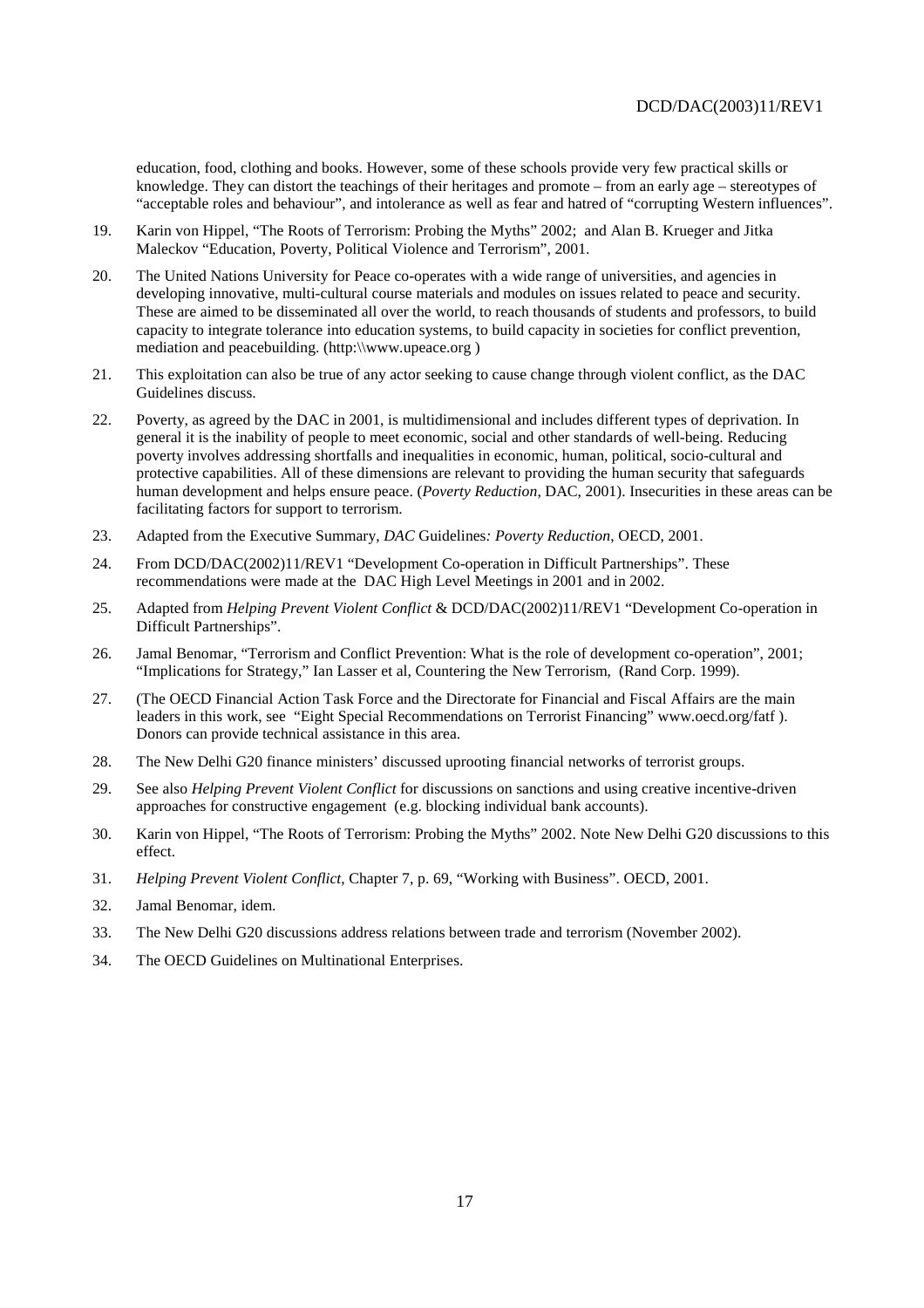education, food, clothing and books. However, some of these schools provide very few practical skills or knowledge. They can distort the teachings of their heritages and promote – from an early age – stereotypes of "acceptable roles and behaviour", and intolerance as well as fear and hatred of "corrupting Western influences".

19. Karin von Hippel, "The Roots of Terrorism: Probing the Myths" 2002; and Alan B. Krueger and Jitka Maleckov "Education, Poverty, Political Violence and Terrorism", 2001.

20. The United Nations University for Peace co-operates with a wide range of universities, and agencies in developing innovative, multi-cultural course materials and modules on issues related to peace and security. These are aimed to be disseminated all over the world, to reach thousands of students and professors, to build capacity to integrate tolerance into education systems, to build capacity in societies for conflict prevention, mediation and peacebuilding. (http:\\www.upeace.org )

21. This exploitation can also be true of any actor seeking to cause change through violent conflict, as the DAC Guidelines discuss.

22. Poverty, as agreed by the DAC in 2001, is multidimensional and includes different types of deprivation. In general it is the inability of people to meet economic, social and other standards of well-being. Reducing poverty involves addressing shortfalls and inequalities in economic, human, political, socio-cultural and protective capabilities. All of these dimensions are relevant to providing the human security that safeguards human development and helps ensure peace. (*Poverty Reduction*, DAC, 2001). Insecurities in these areas can be facilitating factors for support to terrorism.

23. Adapted from the Executive Summary, *DAC* Guidelines*: Poverty Reduction*, OECD, 2001.

24. From DCD/DAC(2002)11/REV1 "Development Co-operation in Difficult Partnerships". These recommendations were made at the DAC High Level Meetings in 2001 and in 2002.

25. Adapted from *Helping Prevent Violent Conflict* & DCD/DAC(2002)11/REV1 "Development Co-operation in Difficult Partnerships".

26. Jamal Benomar, "Terrorism and Conflict Prevention: What is the role of development co-operation", 2001; "Implications for Strategy," Ian Lasser et al, Countering the New Terrorism, (Rand Corp. 1999).

27. (The OECD Financial Action Task Force and the Directorate for Financial and Fiscal Affairs are the main leaders in this work, see "Eight Special Recommendations on Terrorist Financing" www.oecd.org/fatf ). Donors can provide technical assistance in this area.

28. The New Delhi G20 finance ministers' discussed uprooting financial networks of terrorist groups.

29. See also *Helping Prevent Violent Conflict* for discussions on sanctions and using creative incentive-driven approaches for constructive engagement (e.g. blocking individual bank accounts).

30. Karin von Hippel, "The Roots of Terrorism: Probing the Myths" 2002. Note New Delhi G20 discussions to this effect.

31. *Helping Prevent Violent Conflict*, Chapter 7, p. 69, "Working with Business". OECD, 2001.

32. Jamal Benomar, idem.

33. The New Delhi G20 discussions address relations between trade and terrorism (November 2002).

34. The OECD Guidelines on Multinational Enterprises.